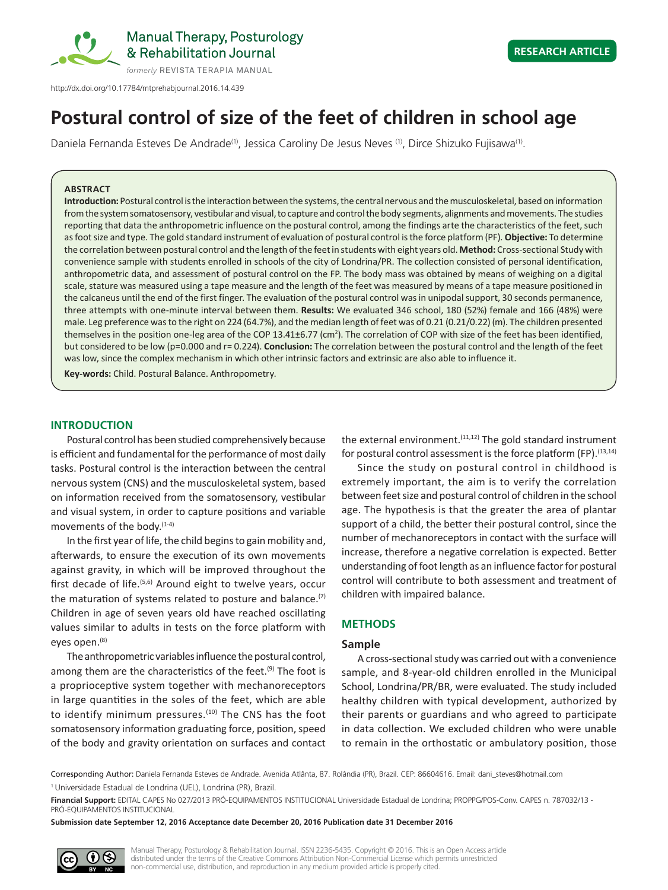http://dx.doi.org/10.17784/mtprehabjournal.2016.14.439

RESEARCH ARTICLE

# Postural control of size of the feet of children in school age

Daniela Fernanda Esteves De Andrade[(1)], Jessica Caroliny De Jesus Neves [(1)], Dirce Shizuko Fujisawa[(1)].

## ABSTRACT

**Introduction:** Postural control is the interaction between the systems, the central nervous and the musculoskeletal, based on information from the system somatosensory, vestibular and visual, to capture and control the body segments, alignments and movements. The studies reporting that data the anthropometric influence on the postural control, among the findings arte the characteristics of the feet, such as foot size and type. The gold standard instrument of evaluation of postural control is the force platform (PF). **Objective:** To determine the correlation between postural control and the length of the feet in students with eight years old. **Method:** Cross-sectional Study with convenience sample with students enrolled in schools of the city of Londrina/PR. The collection consisted of personal identification, anthropometric data, and assessment of postural control on the FP. The body mass was obtained by means of weighing on a digital scale, stature was measured using a tape measure and the length of the feet was measured by means of a tape measure positioned in the calcaneus until the end of the first finger. The evaluation of the postural control was in unipodal support, 30 seconds permanence, three attempts with one-minute interval between them. **Results:** We evaluated 346 school, 180 (52%) female and 166 (48%) were male. Leg preference was to the right on 224 (64.7%), and the median length of feet was of 0.21 (0.21/0.22) (m). The children presented themselves in the position one-leg area of the COP 13.41±6.77 ($cm^2$). The correlation of COP with size of the feet has been identified, but considered to be low (p=0.000 and r= 0.224). **Conclusion:** The correlation between the postural control and the length of the feet was low, since the complex mechanism in which other intrinsic factors and extrinsic are also able to influence it.

**Key-words:** Child. Postural Balance. Anthropometry.

## INTRODUCTION

Postural control has been studied comprehensively because is efficient and fundamental for the performance of most daily tasks. Postural control is the interaction between the central nervous system (CNS) and the musculoskeletal system, based on information received from the somatosensory, vestibular and visual system, in order to capture positions and variable movements of the body.[1-4]

In the first year of life, the child begins to gain mobility and, afterwards, to ensure the execution of its own movements against gravity, in which will be improved throughout the first decade of life.[5,6] Around eight to twelve years, occur the maturation of systems related to posture and balance.[7] Children in age of seven years old have reached oscillating values similar to adults in tests on the force platform with eyes open.[8]

The anthropometric variables influence the postural control, among them are the characteristics of the feet.[9] The foot is a proprioceptive system together with mechanoreceptors in large quantities in the soles of the feet, which are able to identify minimum pressures.[10] The CNS has the foot somatosensory information graduating force, position, speed of the body and gravity orientation on surfaces and contact the external environment.[11,12] The gold standard instrument for postural control assessment is the force platform (FP).[13,14]

Since the study on postural control in childhood is extremely important, the aim is to verify the correlation between feet size and postural control of children in the school age. The hypothesis is that the greater the area of plantar support of a child, the better their postural control, since the number of mechanoreceptors in contact with the surface will increase, therefore a negative correlation is expected. Better understanding of foot length as an influence factor for postural control will contribute to both assessment and treatment of children with impaired balance.

## METHODS

### Sample

A cross-sectional study was carried out with a convenience sample, and 8-year-old children enrolled in the Municipal School, Londrina/PR/BR, were evaluated. The study included healthy children with typical development, authorized by their parents or guardians and who agreed to participate in data collection. We excluded children who were unable to remain in the orthostatic or ambulatory position, those

Corresponding Author: Daniela Fernanda Esteves de Andrade. Avenida Atlânta, 87. Rolândia (PR), Brazil. CEP: 86604616. Email: dani_steves@hotmail.com

[1] Universidade Estadual de Londrina (UEL), Londrina (PR), Brazil.

**Financial Support:** EDITAL CAPES No 027/2013 PRÓ-EQUIPAMENTOS INSTITUCIONAL Universidade Estadual de Londrina; PROPPG/POS-Conv. CAPES n. 787032/13 - PRÓ-EQUIPAMENTOS INSTITUCIONAL

**Submission date September 12, 2016 Acceptance date December 20, 2016 Publication date 31 December 2016**

Manual Therapy, Posturology & Rehabilitation Journal. ISSN 2236-5435. Copyright © 2016. This is an Open Access article distributed under the terms of the Creative Commons Attribution Non-Commercial License which permits unrestricted non-commercial use, distribution, and reproduction in any medium provided article is properly cited.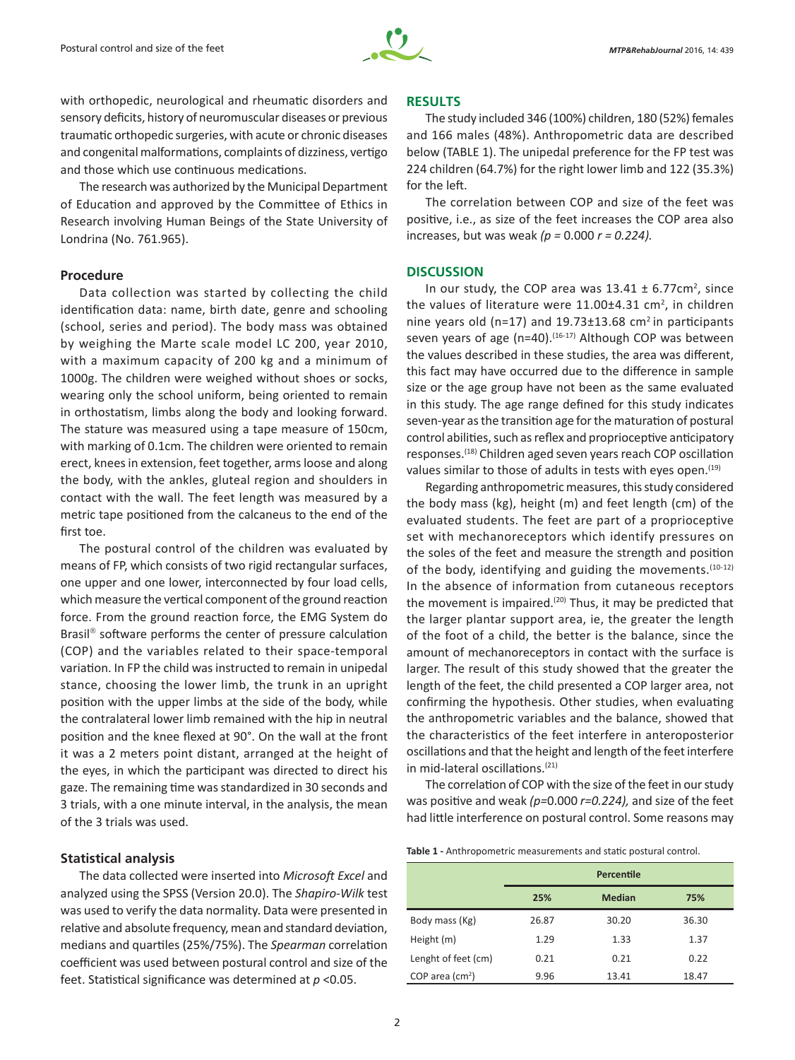with orthopedic, neurological and rheumatic disorders and sensory deficits, history of neuromuscular diseases or previous traumatic orthopedic surgeries, with acute or chronic diseases and congenital malformations, complaints of dizziness, vertigo and those which use continuous medications.

The research was authorized by the Municipal Department of Education and approved by the Committee of Ethics in Research involving Human Beings of the State University of Londrina (No. 761.965).

### Procedure

Data collection was started by collecting the child identification data: name, birth date, genre and schooling (school, series and period). The body mass was obtained by weighing the Marte scale model LC 200, year 2010, with a maximum capacity of 200 kg and a minimum of 1000g. The children were weighed without shoes or socks, wearing only the school uniform, being oriented to remain in orthostatism, limbs along the body and looking forward. The stature was measured using a tape measure of 150cm, with marking of 0.1cm. The children were oriented to remain erect, knees in extension, feet together, arms loose and along the body, with the ankles, gluteal region and shoulders in contact with the wall. The feet length was measured by a metric tape positioned from the calcaneus to the end of the first toe.

The postural control of the children was evaluated by means of FP, which consists of two rigid rectangular surfaces, one upper and one lower, interconnected by four load cells, which measure the vertical component of the ground reaction force. From the ground reaction force, the EMG System do Brasil® software performs the center of pressure calculation (COP) and the variables related to their space-temporal variation. In FP the child was instructed to remain in unipedal stance, choosing the lower limb, the trunk in an upright position with the upper limbs at the side of the body, while the contralateral lower limb remained with the hip in neutral position and the knee flexed at 90°. On the wall at the front it was a 2 meters point distant, arranged at the height of the eyes, in which the participant was directed to direct his gaze. The remaining time was standardized in 30 seconds and 3 trials, with a one minute interval, in the analysis, the mean of the 3 trials was used.

### Statistical analysis

The data collected were inserted into *Microsoft Excel* and analyzed using the SPSS (Version 20.0). The *Shapiro-Wilk* test was used to verify the data normality. Data were presented in relative and absolute frequency, mean and standard deviation, medians and quartiles (25%/75%). The *Spearman* correlation coefficient was used between postural control and size of the feet. Statistical significance was determined at $p$ <0.05.

## RESULTS

The study included 346 (100%) children, 180 (52%) females and 166 males (48%). Anthropometric data are described below (TABLE 1). The unipedal preference for the FP test was 224 children (64.7%) for the right lower limb and 122 (35.3%) for the left.

The correlation between COP and size of the feet was positive, i.e., as size of the feet increases the COP area also increases, but was weak *(p =* 0.000 *r = 0.224)*.

## DISCUSSION

In our study, the COP area was 13.41 ± 6.77cm², since the values of literature were 11.00±4.31 cm², in children nine years old (n=17) and 19.73±13.68 cm² in participants seven years of age (n=40).[16-17] Although COP was between the values described in these studies, the area was different, this fact may have occurred due to the difference in sample size or the age group have not been as the same evaluated in this study. The age range defined for this study indicates seven-year as the transition age for the maturation of postural control abilities, such as reflex and proprioceptive anticipatory responses.[18] Children aged seven years reach COP oscillation values similar to those of adults in tests with eyes open.[19]

Regarding anthropometric measures, this study considered the body mass (kg), height (m) and feet length (cm) of the evaluated students. The feet are part of a proprioceptive set with mechanoreceptors which identify pressures on the soles of the feet and measure the strength and position of the body, identifying and guiding the movements.[10-12] In the absence of information from cutaneous receptors the movement is impaired.[20] Thus, it may be predicted that the larger plantar support area, ie, the greater the length of the foot of a child, the better is the balance, since the amount of mechanoreceptors in contact with the surface is larger. The result of this study showed that the greater the length of the feet, the child presented a COP larger area, not confirming the hypothesis. Other studies, when evaluating the anthropometric variables and the balance, showed that the characteristics of the feet interfere in anteroposterior oscillations and that the height and length of the feet interfere in mid-lateral oscillations.[21]

The correlation of COP with the size of the feet in our study was positive and weak *(p=*0.000 *r=0.224),* and size of the feet had little interference on postural control. Some reasons may

**Table 1 -** Anthropometric measurements and static postural control.

| | Percentile | | |
|---|---|---|---|
| | 25% | Median | 75% |
| Body mass (Kg) | 26.87 | 30.20 | 36.30 |
| Height (m) | 1.29 | 1.33 | 1.37 |
| Lenght of feet (cm) | 0.21 | 0.21 | 0.22 |
| COP area (cm²) | 9.96 | 13.41 | 18.47 |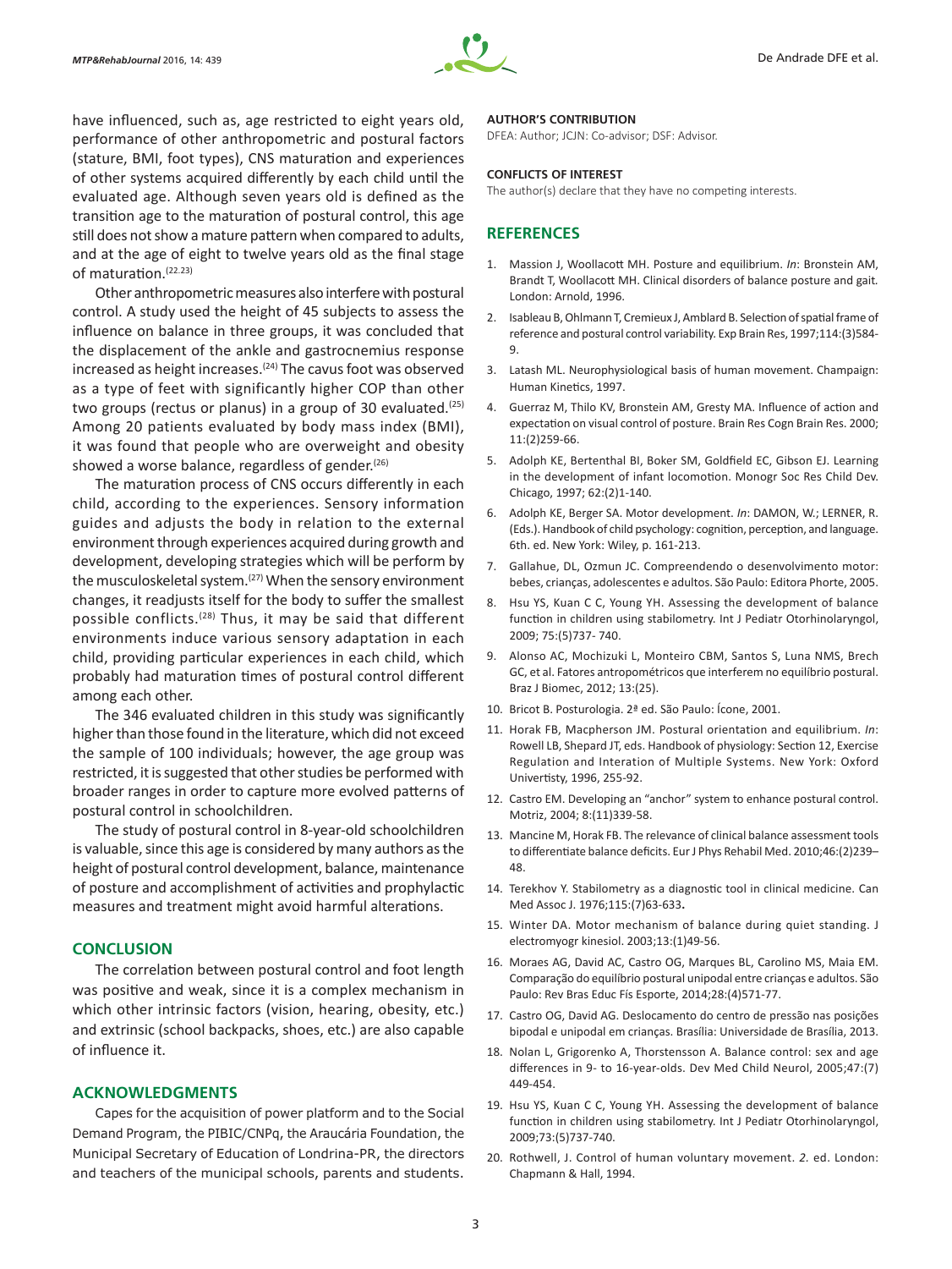have influenced, such as, age restricted to eight years old, performance of other anthropometric and postural factors (stature, BMI, foot types), CNS maturation and experiences of other systems acquired differently by each child until the evaluated age. Although seven years old is defined as the transition age to the maturation of postural control, this age still does not show a mature pattern when compared to adults, and at the age of eight to twelve years old as the final stage of maturation.[22.23]

Other anthropometric measures also interfere with postural control. A study used the height of 45 subjects to assess the influence on balance in three groups, it was concluded that the displacement of the ankle and gastrocnemius response increased as height increases.[24] The cavus foot was observed as a type of feet with significantly higher COP than other two groups (rectus or planus) in a group of 30 evaluated.[25] Among 20 patients evaluated by body mass index (BMI), it was found that people who are overweight and obesity showed a worse balance, regardless of gender.[26]

The maturation process of CNS occurs differently in each child, according to the experiences. Sensory information guides and adjusts the body in relation to the external environment through experiences acquired during growth and development, developing strategies which will be perform by the musculoskeletal system.[27] When the sensory environment changes, it readjusts itself for the body to suffer the smallest possible conflicts.[28] Thus, it may be said that different environments induce various sensory adaptation in each child, providing particular experiences in each child, which probably had maturation times of postural control different among each other.

The 346 evaluated children in this study was significantly higher than those found in the literature, which did not exceed the sample of 100 individuals; however, the age group was restricted, it is suggested that other studies be performed with broader ranges in order to capture more evolved patterns of postural control in schoolchildren.

The study of postural control in 8-year-old schoolchildren is valuable, since this age is considered by many authors as the height of postural control development, balance, maintenance of posture and accomplishment of activities and prophylactic measures and treatment might avoid harmful alterations.

## CONCLUSION

The correlation between postural control and foot length was positive and weak, since it is a complex mechanism in which other intrinsic factors (vision, hearing, obesity, etc.) and extrinsic (school backpacks, shoes, etc.) are also capable of influence it.

## ACKNOWLEDGMENTS

Capes for the acquisition of power platform and to the Social Demand Program, the PIBIC/CNPq, the Araucária Foundation, the Municipal Secretary of Education of Londrina-PR, the directors and teachers of the municipal schools, parents and students.

**AUTHOR'S CONTRIBUTION**

DFEA: Author; JCJN: Co-advisor; DSF: Advisor.

**CONFLICTS OF INTEREST**

The author(s) declare that they have no competing interests.

## REFERENCES

1. Massion J, Woollacott MH. Posture and equilibrium. *In*: Bronstein AM, Brandt T, Woollacott MH. Clinical disorders of balance posture and gait. London: Arnold, 1996.
2. Isableau B, Ohlmann T, Cremieux J, Amblard B. Selection of spatial frame of reference and postural control variability. Exp Brain Res, 1997;114:(3)584-9.
3. Latash ML. Neurophysiological basis of human movement. Champaign: Human Kinetics, 1997.
4. Guerraz M, Thilo KV, Bronstein AM, Gresty MA. Influence of action and expectation on visual control of posture. Brain Res Cogn Brain Res. 2000; 11:(2)259-66.
5. Adolph KE, Bertenthal BI, Boker SM, Goldfield EC, Gibson EJ. Learning in the development of infant locomotion. Monogr Soc Res Child Dev. Chicago, 1997; 62:(2)1-140.
6. Adolph KE, Berger SA. Motor development. *In*: DAMON, W.; LERNER, R. (Eds.). Handbook of child psychology: cognition, perception, and language. 6th. ed. New York: Wiley, p. 161-213.
7. Gallahue, DL, Ozmun JC. Compreendendo o desenvolvimento motor: bebes, crianças, adolescentes e adultos. São Paulo: Editora Phorte, 2005.
8. Hsu YS, Kuan C C, Young YH. Assessing the development of balance function in children using stabilometry. Int J Pediatr Otorhinolaryngol, 2009; 75:(5)737- 740.
9. Alonso AC, Mochizuki L, Monteiro CBM, Santos S, Luna NMS, Brech GC, et al. Fatores antropométricos que interferem no equilíbrio postural. Braz J Biomec, 2012; 13:(25).
10. Bricot B. Posturologia. 2ª ed. São Paulo: Ícone, 2001.
11. Horak FB, Macpherson JM. Postural orientation and equilibrium. *In*: Rowell LB, Shepard JT, eds. Handbook of physiology: Section 12, Exercise Regulation and Interation of Multiple Systems. New York: Oxford Univertisty, 1996, 255-92.
12. Castro EM. Developing an "anchor" system to enhance postural control. Motriz, 2004; 8:(11)339-58.
13. Mancine M, Horak FB. The relevance of clinical balance assessment tools to differentiate balance deficits. Eur J Phys Rehabil Med. 2010;46:(2)239–48.
14. Terekhov Y. Stabilometry as a diagnostic tool in clinical medicine. Can Med Assoc J. 1976;115:(7)63-633.
15. Winter DA. Motor mechanism of balance during quiet standing. J electromyogr kinesiol. 2003;13:(1)49-56.
16. Moraes AG, David AC, Castro OG, Marques BL, Carolino MS, Maia EM. Comparação do equilíbrio postural unipodal entre crianças e adultos. São Paulo: Rev Bras Educ Fís Esporte, 2014;28:(4)571-77.
17. Castro OG, David AG. Deslocamento do centro de pressão nas posições bipodal e unipodal em crianças. Brasília: Universidade de Brasília, 2013.
18. Nolan L, Grigorenko A, Thorstensson A. Balance control: sex and age differences in 9- to 16-year-olds. Dev Med Child Neurol, 2005;47:(7) 449-454.
19. Hsu YS, Kuan C C, Young YH. Assessing the development of balance function in children using stabilometry. Int J Pediatr Otorhinolaryngol, 2009;73:(5)737-740.
20. Rothwell, J. Control of human voluntary movement. *2*. ed. London: Chapmann & Hall, 1994.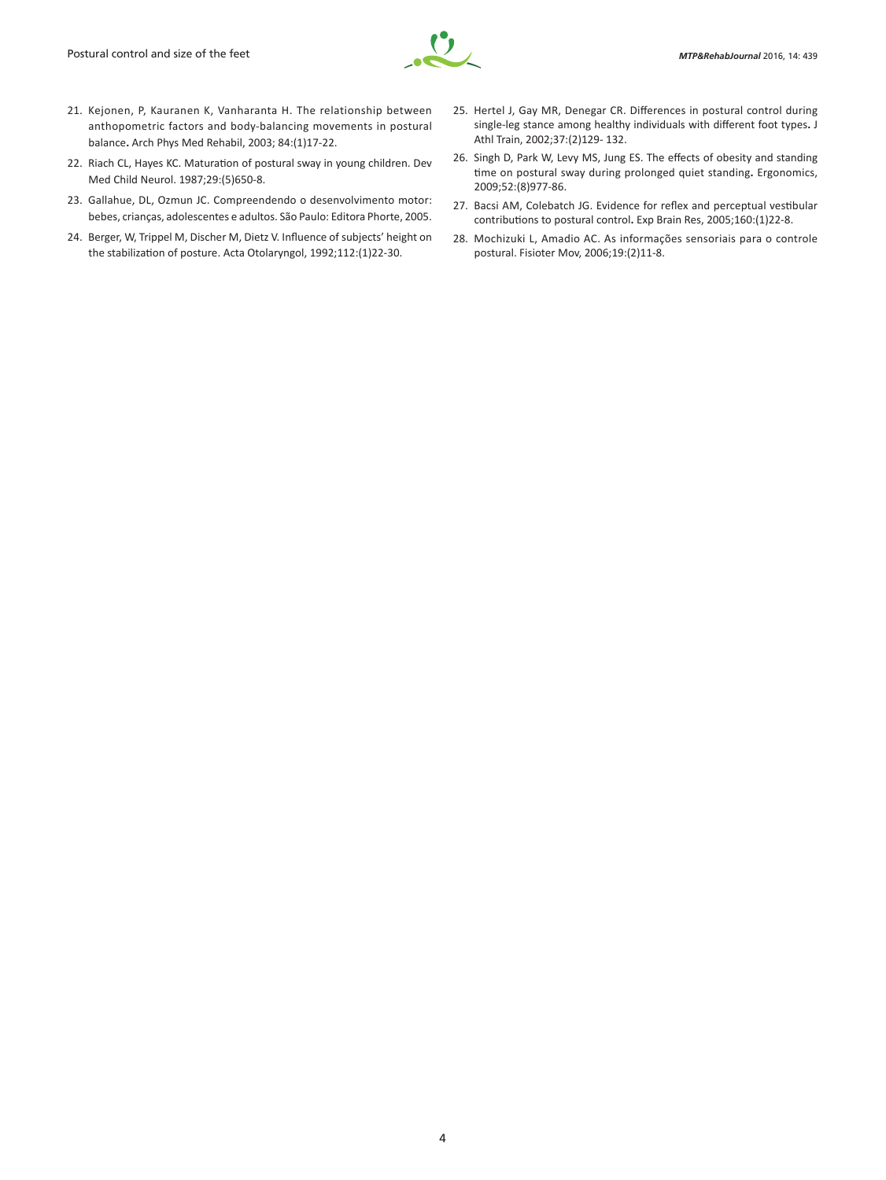21. Kejonen, P, Kauranen K, Vanharanta H. The relationship between anthopometric factors and body-balancing movements in postural balance. Arch Phys Med Rehabil, 2003; 84:(1)17-22.
22. Riach CL, Hayes KC. Maturation of postural sway in young children. Dev Med Child Neurol. 1987;29:(5)650-8.
23. Gallahue, DL, Ozmun JC. Compreendendo o desenvolvimento motor: bebes, crianças, adolescentes e adultos. São Paulo: Editora Phorte, 2005.
24. Berger, W, Trippel M, Discher M, Dietz V. Influence of subjects' height on the stabilization of posture. Acta Otolaryngol, 1992;112:(1)22-30.
25. Hertel J, Gay MR, Denegar CR. Differences in postural control during single-leg stance among healthy individuals with different foot types. J Athl Train, 2002;37:(2)129- 132.
26. Singh D, Park W, Levy MS, Jung ES. The effects of obesity and standing time on postural sway during prolonged quiet standing. Ergonomics, 2009;52:(8)977-86.
27. Bacsi AM, Colebatch JG. Evidence for reflex and perceptual vestibular contributions to postural control. Exp Brain Res, 2005;160:(1)22-8.
28. Mochizuki L, Amadio AC. As informações sensoriais para o controle postural. Fisioter Mov, 2006;19:(2)11-8.